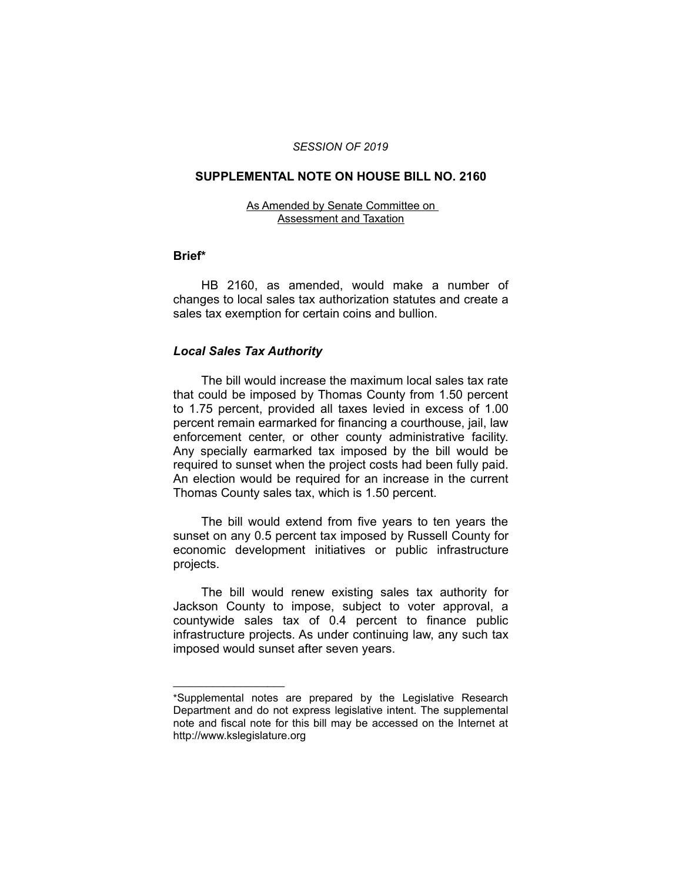*SESSION OF 2019*

# SUPPLEMENTAL NOTE ON HOUSE BILL NO. 2160

As Amended by Senate Committee on Assessment and Taxation

## Brief*

HB 2160, as amended, would make a number of changes to local sales tax authorization statutes and create a sales tax exemption for certain coins and bullion.

### *Local Sales Tax Authority*

The bill would increase the maximum local sales tax rate that could be imposed by Thomas County from 1.50 percent to 1.75 percent, provided all taxes levied in excess of 1.00 percent remain earmarked for financing a courthouse, jail, law enforcement center, or other county administrative facility. Any specially earmarked tax imposed by the bill would be required to sunset when the project costs had been fully paid. An election would be required for an increase in the current Thomas County sales tax, which is 1.50 percent.

The bill would extend from five years to ten years the sunset on any 0.5 percent tax imposed by Russell County for economic development initiatives or public infrastructure projects.

The bill would renew existing sales tax authority for Jackson County to impose, subject to voter approval, a countywide sales tax of 0.4 percent to finance public infrastructure projects. As under continuing law, any such tax imposed would sunset after seven years.

____________________

*Supplemental notes are prepared by the Legislative Research Department and do not express legislative intent. The supplemental note and fiscal note for this bill may be accessed on the Internet at http://www.kslegislature.org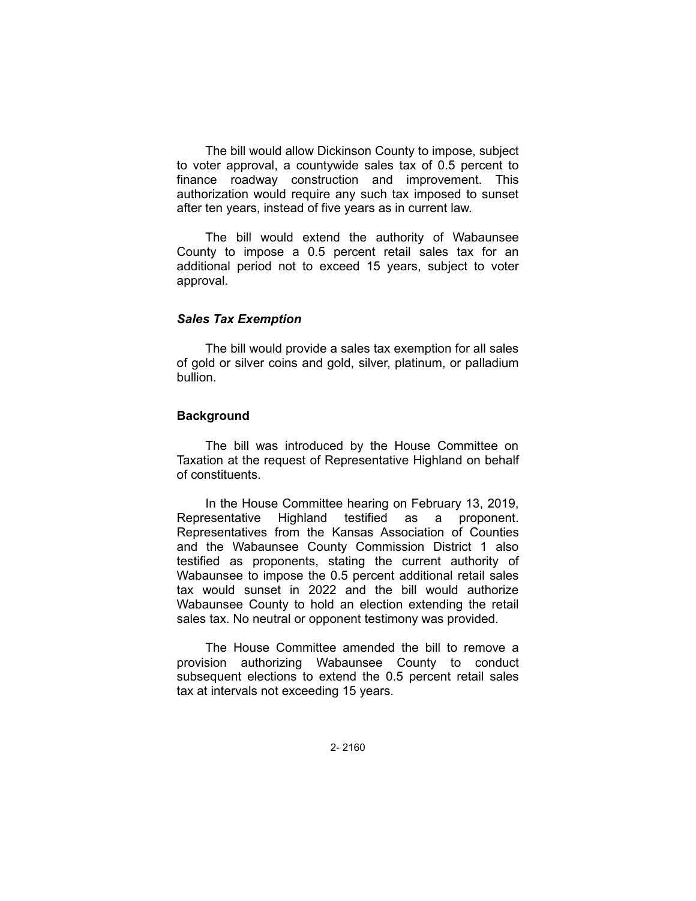The bill would allow Dickinson County to impose, subject to voter approval, a countywide sales tax of 0.5 percent to finance roadway construction and improvement. This authorization would require any such tax imposed to sunset after ten years, instead of five years as in current law.

The bill would extend the authority of Wabaunsee County to impose a 0.5 percent retail sales tax for an additional period not to exceed 15 years, subject to voter approval.

### *Sales Tax Exemption*

The bill would provide a sales tax exemption for all sales of gold or silver coins and gold, silver, platinum, or palladium bullion.

## Background

The bill was introduced by the House Committee on Taxation at the request of Representative Highland on behalf of constituents.

In the House Committee hearing on February 13, 2019, Representative Highland testified as a proponent. Representatives from the Kansas Association of Counties and the Wabaunsee County Commission District 1 also testified as proponents, stating the current authority of Wabaunsee to impose the 0.5 percent additional retail sales tax would sunset in 2022 and the bill would authorize Wabaunsee County to hold an election extending the retail sales tax. No neutral or opponent testimony was provided.

The House Committee amended the bill to remove a provision authorizing Wabaunsee County to conduct subsequent elections to extend the 0.5 percent retail sales tax at intervals not exceeding 15 years.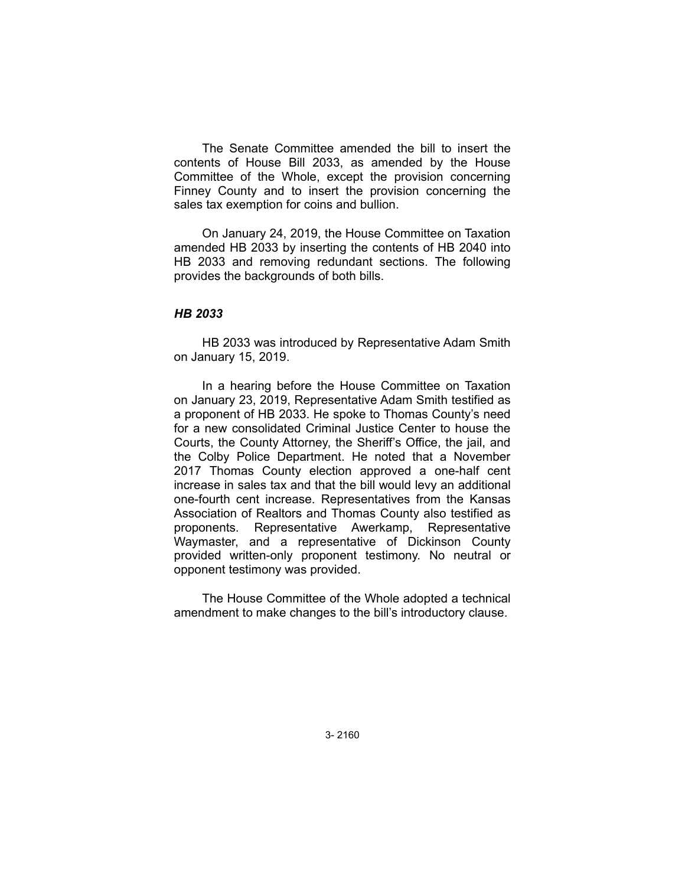The Senate Committee amended the bill to insert the contents of House Bill 2033, as amended by the House Committee of the Whole, except the provision concerning Finney County and to insert the provision concerning the sales tax exemption for coins and bullion.

On January 24, 2019, the House Committee on Taxation amended HB 2033 by inserting the contents of HB 2040 into HB 2033 and removing redundant sections. The following provides the backgrounds of both bills.

### *HB 2033*

HB 2033 was introduced by Representative Adam Smith on January 15, 2019.

In a hearing before the House Committee on Taxation on January 23, 2019, Representative Adam Smith testified as a proponent of HB 2033. He spoke to Thomas County's need for a new consolidated Criminal Justice Center to house the Courts, the County Attorney, the Sheriff's Office, the jail, and the Colby Police Department. He noted that a November 2017 Thomas County election approved a one-half cent increase in sales tax and that the bill would levy an additional one-fourth cent increase. Representatives from the Kansas Association of Realtors and Thomas County also testified as proponents. Representative Awerkamp, Representative Waymaster, and a representative of Dickinson County provided written-only proponent testimony. No neutral or opponent testimony was provided.

The House Committee of the Whole adopted a technical amendment to make changes to the bill's introductory clause.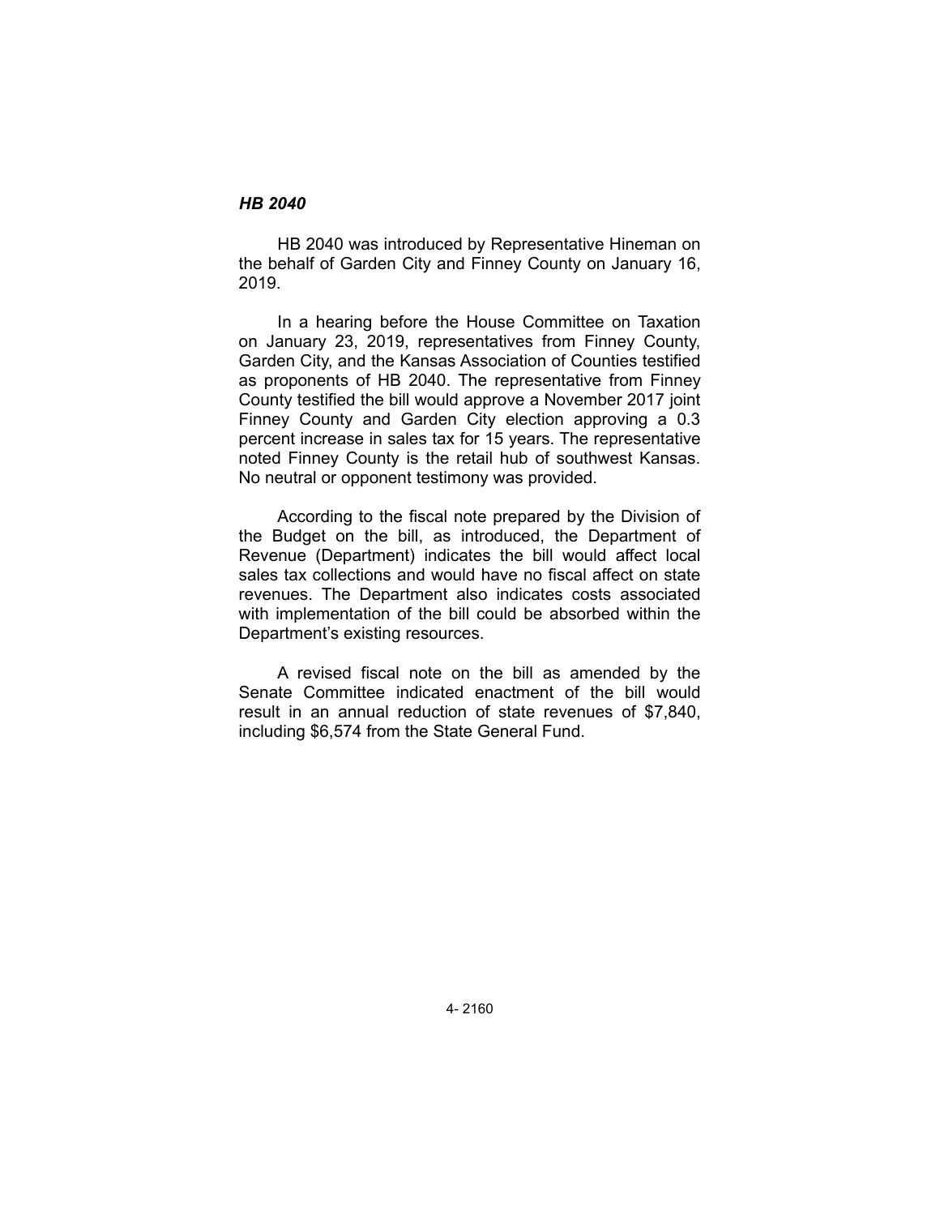***HB 2040***

HB 2040 was introduced by Representative Hineman on the behalf of Garden City and Finney County on January 16, 2019.

In a hearing before the House Committee on Taxation on January 23, 2019, representatives from Finney County, Garden City, and the Kansas Association of Counties testified as proponents of HB 2040. The representative from Finney County testified the bill would approve a November 2017 joint Finney County and Garden City election approving a 0.3 percent increase in sales tax for 15 years. The representative noted Finney County is the retail hub of southwest Kansas. No neutral or opponent testimony was provided.

According to the fiscal note prepared by the Division of the Budget on the bill, as introduced, the Department of Revenue (Department) indicates the bill would affect local sales tax collections and would have no fiscal affect on state revenues. The Department also indicates costs associated with implementation of the bill could be absorbed within the Department's existing resources.

A revised fiscal note on the bill as amended by the Senate Committee indicated enactment of the bill would result in an annual reduction of state revenues of $7,840, including $6,574 from the State General Fund.